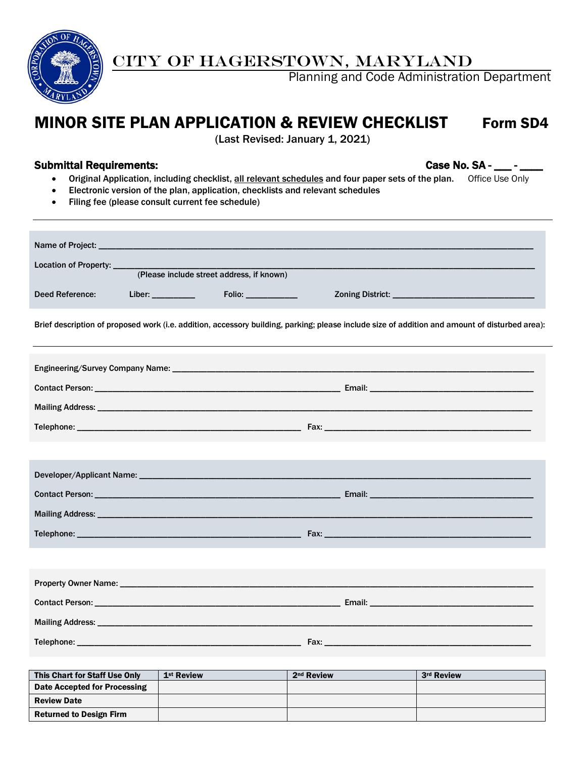# CITY OF HAGERSTOWN, MARYLAND

Planning and Code Administration Department

## MINOR SITE PLAN APPLICATION & REVIEW CHECKLIST    Form SD4

(Last Revised: January 1, 2021)

**Submittal Requirements:**    **Case No. SA - ___ - ____**
Office Use Only

- Original Application, including checklist, all relevant schedules and four paper sets of the plan.
- Electronic version of the plan, application, checklists and relevant schedules
- Filing fee (please consult current fee schedule)

---

Name of Project: ______________________________________________

Location of Property: ______________________________________________
(Please include street address, if known)

Deed Reference:    Liber: __________    Folio: ____________    Zoning District: ________________________

Brief description of proposed work (i.e. addition, accessory building, parking; please include size of addition and amount of disturbed area):

---

Engineering/Survey Company Name: ______________________________________________

Contact Person: ______________________________    Email: ________________________

Mailing Address: ______________________________________________

Telephone: ______________________________    Fax: ________________________

Developer/Applicant Name: ______________________________________________

Contact Person: ______________________________    Email: ________________________

Mailing Address: ______________________________________________

Telephone: ______________________________    Fax: ________________________

Property Owner Name: ______________________________________________

Contact Person: ______________________________    Email: ________________________

Mailing Address: ______________________________________________

Telephone: ______________________________    Fax: ________________________

| This Chart for Staff Use Only | 1st Review | 2nd Review | 3rd Review |
|---|---|---|---|
| Date Accepted for Processing | | | |
| Review Date | | | |
| Returned to Design Firm | | | |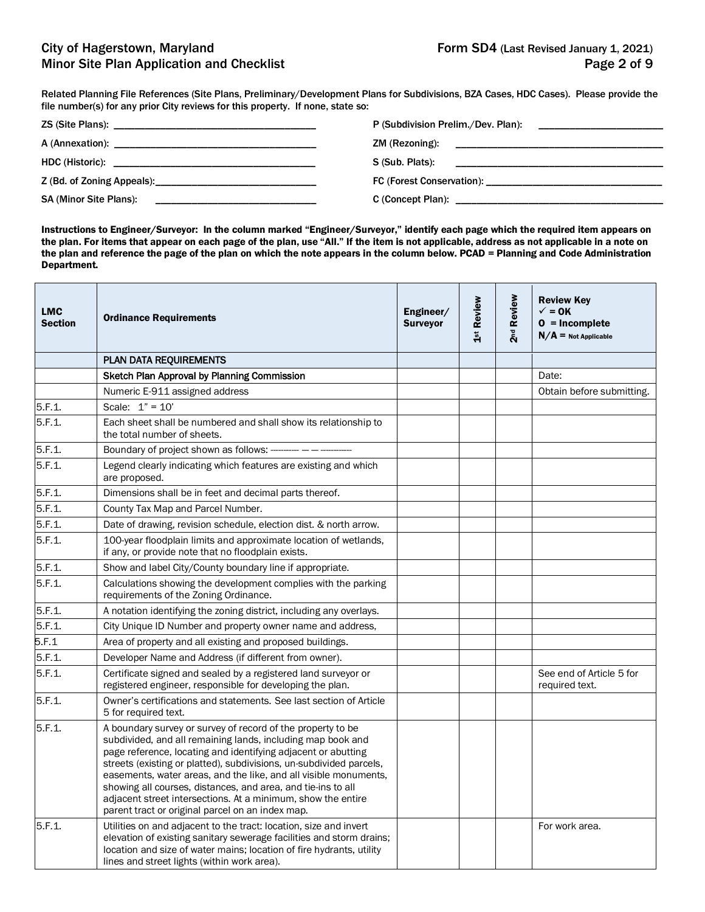Related Planning File References (Site Plans, Preliminary/Development Plans for Subdivisions, BZA Cases, HDC Cases). Please provide the file number(s) for any prior City reviews for this property. If none, state so:

ZS (Site Plans): ______________________

P (Subdivision Prelim./Dev. Plan): ______________________

A (Annexation): ______________________

ZM (Rezoning): ______________________

HDC (Historic): ______________________

S (Sub. Plats): ______________________

Z (Bd. of Zoning Appeals): ______________________

FC (Forest Conservation): ______________________

SA (Minor Site Plans): ______________________

C (Concept Plan): ______________________

**Instructions to Engineer/Surveyor: In the column marked "Engineer/Surveyor," identify each page which the required item appears on the plan. For items that appear on each page of the plan, use "All." If the item is not applicable, address as not applicable in a note on the plan and reference the page of the plan on which the note appears in the column below. PCAD = Planning and Code Administration Department.**

| LMC Section | Ordinance Requirements | Engineer/ Surveyor | 1st Review | 2nd Review | Review Key ✓ = OK O = Incomplete N/A = Not Applicable |
|---|---|---|---|---|---|
| | PLAN DATA REQUIREMENTS | | | | |
| | Sketch Plan Approval by Planning Commission | | | | Date: |
| | Numeric E-911 assigned address | | | | Obtain before submitting. |
| 5.F.1. | Scale: 1" = 10' | | | | |
| 5.F.1. | Each sheet shall be numbered and shall show its relationship to the total number of sheets. | | | | |
| 5.F.1. | Boundary of project shown as follows: ---------- — — ---------- | | | | |
| 5.F.1. | Legend clearly indicating which features are existing and which are proposed. | | | | |
| 5.F.1. | Dimensions shall be in feet and decimal parts thereof. | | | | |
| 5.F.1. | County Tax Map and Parcel Number. | | | | |
| 5.F.1. | Date of drawing, revision schedule, election dist. & north arrow. | | | | |
| 5.F.1. | 100-year floodplain limits and approximate location of wetlands, if any, or provide note that no floodplain exists. | | | | |
| 5.F.1. | Show and label City/County boundary line if appropriate. | | | | |
| 5.F.1. | Calculations showing the development complies with the parking requirements of the Zoning Ordinance. | | | | |
| 5.F.1. | A notation identifying the zoning district, including any overlays. | | | | |
| 5.F.1. | City Unique ID Number and property owner name and address, | | | | |
| 5.F.1 | Area of property and all existing and proposed buildings. | | | | |
| 5.F.1. | Developer Name and Address (if different from owner). | | | | |
| 5.F.1. | Certificate signed and sealed by a registered land surveyor or registered engineer, responsible for developing the plan. | | | | See end of Article 5 for required text. |
| 5.F.1. | Owner's certifications and statements. See last section of Article 5 for required text. | | | | |
| 5.F.1. | A boundary survey or survey of record of the property to be subdivided, and all remaining lands, including map book and page reference, locating and identifying adjacent or abutting streets (existing or platted), subdivisions, un-subdivided parcels, easements, water areas, and the like, and all visible monuments, showing all courses, distances, and area, and tie-ins to all adjacent street intersections. At a minimum, show the entire parent tract or original parcel on an index map. | | | | |
| 5.F.1. | Utilities on and adjacent to the tract: location, size and invert elevation of existing sanitary sewerage facilities and storm drains; location and size of water mains; location of fire hydrants, utility lines and street lights (within work area). | | | | For work area. |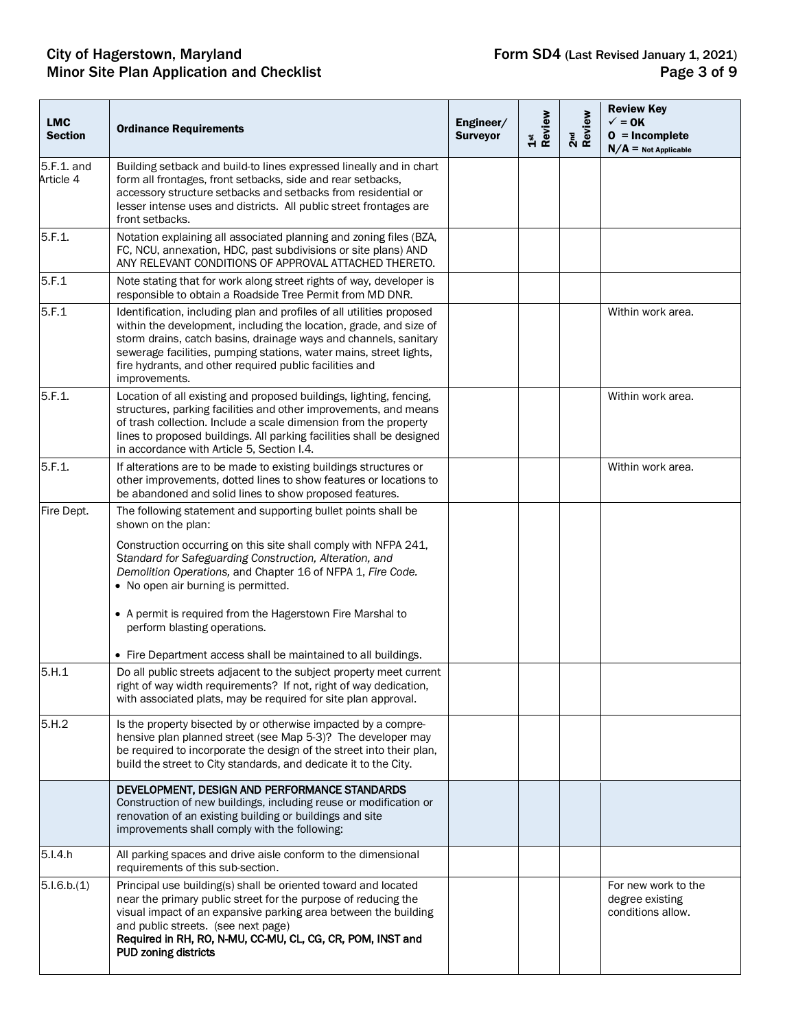| LMC Section | Ordinance Requirements | Engineer/ Surveyor | 1st Review | 2nd Review | Review Key ✓ = OK O = Incomplete N/A = Not Applicable |
|---|---|---|---|---|---|
| 5.F.1. and Article 4 | Building setback and build-to lines expressed lineally and in chart form all frontages, front setbacks, side and rear setbacks, accessory structure setbacks and setbacks from residential or lesser intense uses and districts. All public street frontages are front setbacks. | | | | |
| 5.F.1. | Notation explaining all associated planning and zoning files (BZA, FC, NCU, annexation, HDC, past subdivisions or site plans) AND ANY RELEVANT CONDITIONS OF APPROVAL ATTACHED THERETO. | | | | |
| 5.F.1 | Note stating that for work along street rights of way, developer is responsible to obtain a Roadside Tree Permit from MD DNR. | | | | |
| 5.F.1 | Identification, including plan and profiles of all utilities proposed within the development, including the location, grade, and size of storm drains, catch basins, drainage ways and channels, sanitary sewerage facilities, pumping stations, water mains, street lights, fire hydrants, and other required public facilities and improvements. | | | | Within work area. |
| 5.F.1. | Location of all existing and proposed buildings, lighting, fencing, structures, parking facilities and other improvements, and means of trash collection. Include a scale dimension from the property lines to proposed buildings. All parking facilities shall be designed in accordance with Article 5, Section I.4. | | | | Within work area. |
| 5.F.1. | If alterations are to be made to existing buildings structures or other improvements, dotted lines to show features or locations to be abandoned and solid lines to show proposed features. | | | | Within work area. |
| Fire Dept. | The following statement and supporting bullet points shall be shown on the plan:<br><br>Construction occurring on this site shall comply with NFPA 241, *Standard for Safeguarding Construction, Alteration, and Demolition Operations,* and Chapter 16 of NFPA 1, *Fire Code.*<br>• No open air burning is permitted.<br>• A permit is required from the Hagerstown Fire Marshal to perform blasting operations.<br>• Fire Department access shall be maintained to all buildings. | | | | |
| 5.H.1 | Do all public streets adjacent to the subject property meet current right of way width requirements? If not, right of way dedication, with associated plats, may be required for site plan approval. | | | | |
| 5.H.2 | Is the property bisected by or otherwise impacted by a comprehensive plan planned street (see Map 5-3)? The developer may be required to incorporate the design of the street into their plan, build the street to City standards, and dedicate it to the City. | | | | |
| | DEVELOPMENT, DESIGN AND PERFORMANCE STANDARDS<br>Construction of new buildings, including reuse or modification or renovation of an existing building or buildings and site improvements shall comply with the following: | | | | |
| 5.I.4.h | All parking spaces and drive aisle conform to the dimensional requirements of this sub-section. | | | | |
| 5.I.6.b.(1) | Principal use building(s) shall be oriented toward and located near the primary public street for the purpose of reducing the visual impact of an expansive parking area between the building and public streets. (see next page)<br>**Required in RH, RO, N-MU, CC-MU, CL, CG, CR, POM, INST and PUD zoning districts** | | | | For new work to the degree existing conditions allow. |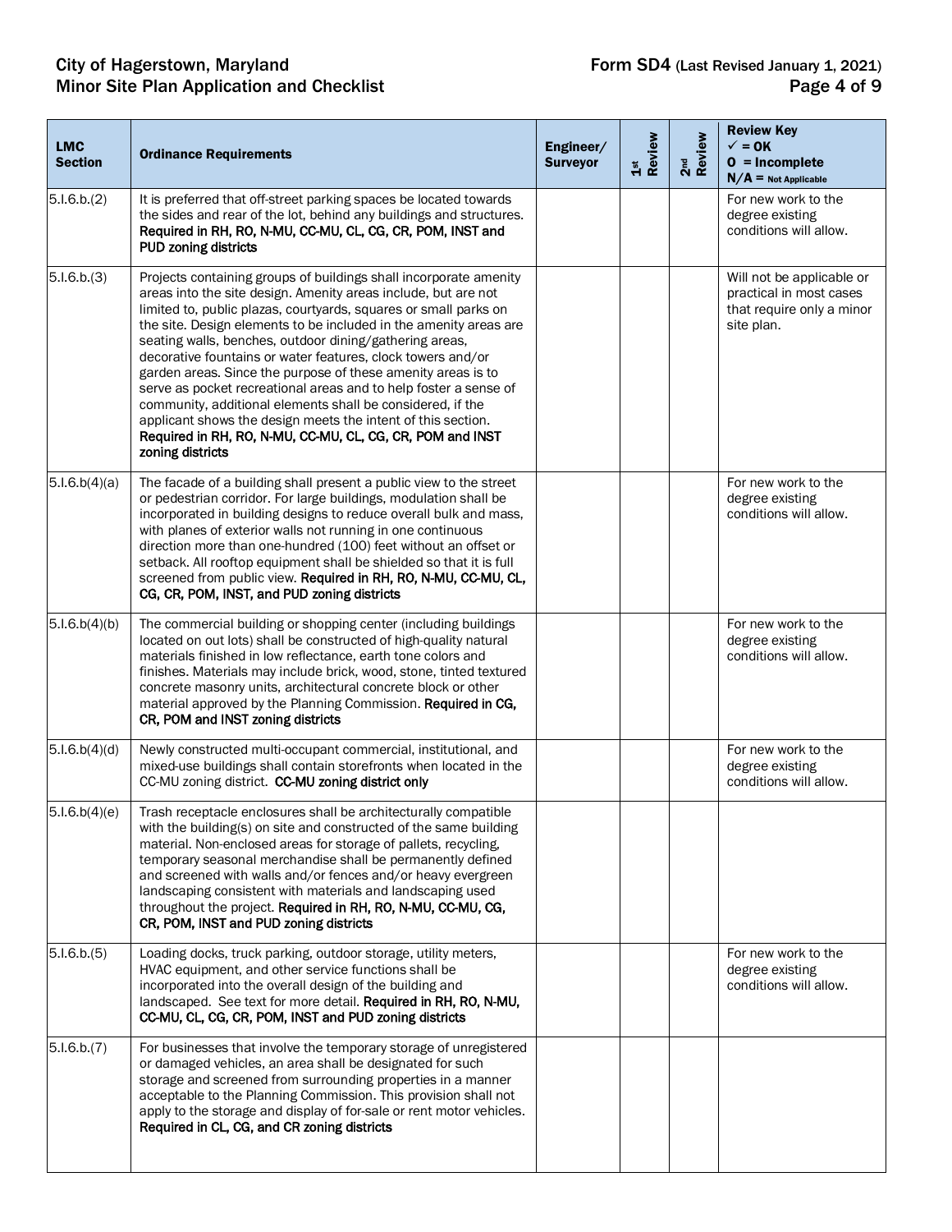| LMC Section | Ordinance Requirements | Engineer/ Surveyor | 1st Review | 2nd Review | Review Key ✓ = OK O = Incomplete N/A = Not Applicable |
|---|---|---|---|---|---|
| 5.I.6.b.(2) | It is preferred that off-street parking spaces be located towards the sides and rear of the lot, behind any buildings and structures. **Required in RH, RO, N-MU, CC-MU, CL, CG, CR, POM, INST and PUD zoning districts** | | | | For new work to the degree existing conditions will allow. |
| 5.I.6.b.(3) | Projects containing groups of buildings shall incorporate amenity areas into the site design. Amenity areas include, but are not limited to, public plazas, courtyards, squares or small parks on the site. Design elements to be included in the amenity areas are seating walls, benches, outdoor dining/gathering areas, decorative fountains or water features, clock towers and/or garden areas. Since the purpose of these amenity areas is to serve as pocket recreational areas and to help foster a sense of community, additional elements shall be considered, if the applicant shows the design meets the intent of this section. **Required in RH, RO, N-MU, CC-MU, CL, CG, CR, POM and INST zoning districts** | | | | Will not be applicable or practical in most cases that require only a minor site plan. |
| 5.I.6.b(4)(a) | The facade of a building shall present a public view to the street or pedestrian corridor. For large buildings, modulation shall be incorporated in building designs to reduce overall bulk and mass, with planes of exterior walls not running in one continuous direction more than one-hundred (100) feet without an offset or setback. All rooftop equipment shall be shielded so that it is full screened from public view. **Required in RH, RO, N-MU, CC-MU, CL, CG, CR, POM, INST, and PUD zoning districts** | | | | For new work to the degree existing conditions will allow. |
| 5.I.6.b(4)(b) | The commercial building or shopping center (including buildings located on out lots) shall be constructed of high-quality natural materials finished in low reflectance, earth tone colors and finishes. Materials may include brick, wood, stone, tinted textured concrete masonry units, architectural concrete block or other material approved by the Planning Commission. **Required in CG, CR, POM and INST zoning districts** | | | | For new work to the degree existing conditions will allow. |
| 5.I.6.b(4)(d) | Newly constructed multi-occupant commercial, institutional, and mixed-use buildings shall contain storefronts when located in the CC-MU zoning district. **CC-MU zoning district only** | | | | For new work to the degree existing conditions will allow. |
| 5.I.6.b(4)(e) | Trash receptacle enclosures shall be architecturally compatible with the building(s) on site and constructed of the same building material. Non-enclosed areas for storage of pallets, recycling, temporary seasonal merchandise shall be permanently defined and screened with walls and/or fences and/or heavy evergreen landscaping consistent with materials and landscaping used throughout the project. **Required in RH, RO, N-MU, CC-MU, CG, CR, POM, INST and PUD zoning districts** | | | | |
| 5.I.6.b.(5) | Loading docks, truck parking, outdoor storage, utility meters, HVAC equipment, and other service functions shall be incorporated into the overall design of the building and landscaped. See text for more detail. **Required in RH, RO, N-MU, CC-MU, CL, CG, CR, POM, INST and PUD zoning districts** | | | | For new work to the degree existing conditions will allow. |
| 5.I.6.b.(7) | For businesses that involve the temporary storage of unregistered or damaged vehicles, an area shall be designated for such storage and screened from surrounding properties in a manner acceptable to the Planning Commission. This provision shall not apply to the storage and display of for-sale or rent motor vehicles. **Required in CL, CG, and CR zoning districts** | | | | |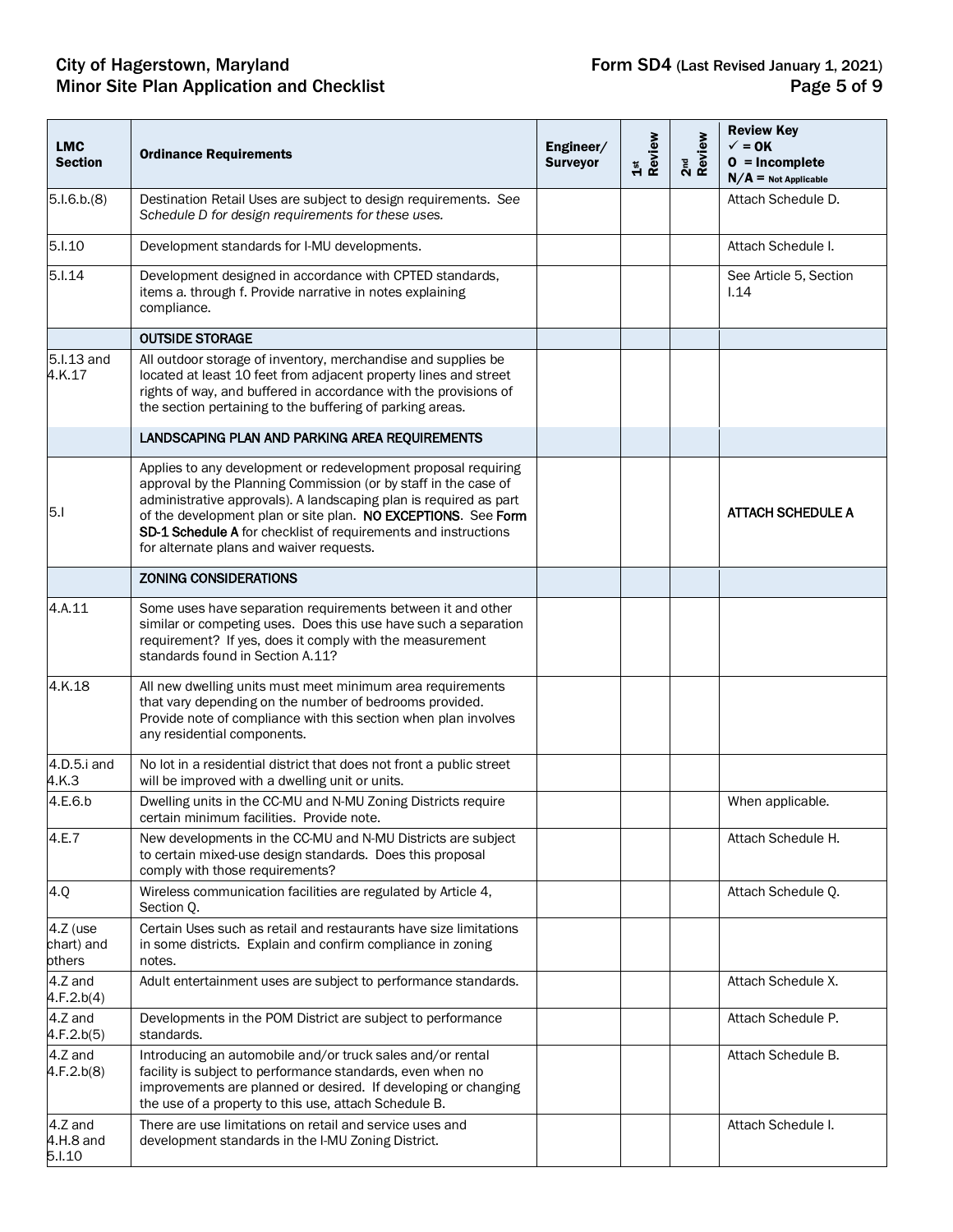| LMC Section | Ordinance Requirements | Engineer/ Surveyor | 1st Review | 2nd Review | Review Key ✓ = OK O = Incomplete N/A = Not Applicable |
|---|---|---|---|---|---|
| 5.I.6.b.(8) | Destination Retail Uses are subject to design requirements. *See Schedule D for design requirements for these uses.* | | | | Attach Schedule D. |
| 5.I.10 | Development standards for I-MU developments. | | | | Attach Schedule I. |
| 5.I.14 | Development designed in accordance with CPTED standards, items a. through f. Provide narrative in notes explaining compliance. | | | | See Article 5, Section I.14 |
| | OUTSIDE STORAGE | | | | |
| 5.I.13 and 4.K.17 | All outdoor storage of inventory, merchandise and supplies be located at least 10 feet from adjacent property lines and street rights of way, and buffered in accordance with the provisions of the section pertaining to the buffering of parking areas. | | | | |
| | LANDSCAPING PLAN AND PARKING AREA REQUIREMENTS | | | | |
| 5.I | Applies to any development or redevelopment proposal requiring approval by the Planning Commission (or by staff in the case of administrative approvals). A landscaping plan is required as part of the development plan or site plan. **NO EXCEPTIONS**. See **Form SD-1 Schedule A** for checklist of requirements and instructions for alternate plans and waiver requests. | | | | **ATTACH SCHEDULE A** |
| | ZONING CONSIDERATIONS | | | | |
| 4.A.11 | Some uses have separation requirements between it and other similar or competing uses. Does this use have such a separation requirement? If yes, does it comply with the measurement standards found in Section A.11? | | | | |
| 4.K.18 | All new dwelling units must meet minimum area requirements that vary depending on the number of bedrooms provided. Provide note of compliance with this section when plan involves any residential components. | | | | |
| 4.D.5.i and 4.K.3 | No lot in a residential district that does not front a public street will be improved with a dwelling unit or units. | | | | |
| 4.E.6.b | Dwelling units in the CC-MU and N-MU Zoning Districts require certain minimum facilities. Provide note. | | | | When applicable. |
| 4.E.7 | New developments in the CC-MU and N-MU Districts are subject to certain mixed-use design standards. Does this proposal comply with those requirements? | | | | Attach Schedule H. |
| 4.Q | Wireless communication facilities are regulated by Article 4, Section Q. | | | | Attach Schedule Q. |
| 4.Z (use chart) and others | Certain Uses such as retail and restaurants have size limitations in some districts. Explain and confirm compliance in zoning notes. | | | | |
| 4.Z and 4.F.2.b(4) | Adult entertainment uses are subject to performance standards. | | | | Attach Schedule X. |
| 4.Z and 4.F.2.b(5) | Developments in the POM District are subject to performance standards. | | | | Attach Schedule P. |
| 4.Z and 4.F.2.b(8) | Introducing an automobile and/or truck sales and/or rental facility is subject to performance standards, even when no improvements are planned or desired. If developing or changing the use of a property to this use, attach Schedule B. | | | | Attach Schedule B. |
| 4.Z and 4.H.8 and 5.I.10 | There are use limitations on retail and service uses and development standards in the I-MU Zoning District. | | | | Attach Schedule I. |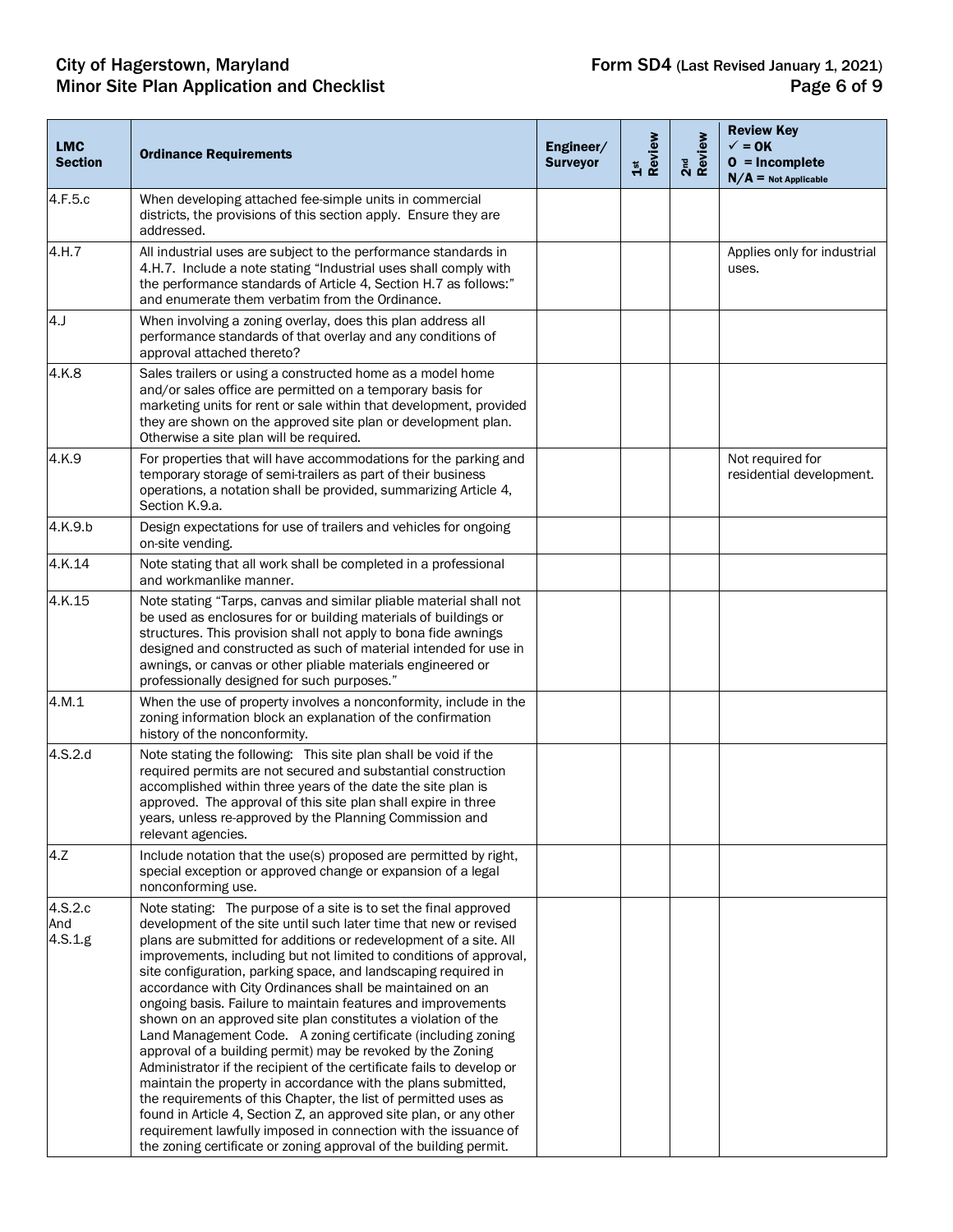| LMC Section | Ordinance Requirements | Engineer/ Surveyor | 1st Review | 2nd Review | Review Key ✓ = OK O = Incomplete N/A = Not Applicable |
|---|---|---|---|---|---|
| 4.F.5.c | When developing attached fee-simple units in commercial districts, the provisions of this section apply. Ensure they are addressed. | | | | |
| 4.H.7 | All industrial uses are subject to the performance standards in 4.H.7. Include a note stating "Industrial uses shall comply with the performance standards of Article 4, Section H.7 as follows:" and enumerate them verbatim from the Ordinance. | | | | Applies only for industrial uses. |
| 4.J | When involving a zoning overlay, does this plan address all performance standards of that overlay and any conditions of approval attached thereto? | | | | |
| 4.K.8 | Sales trailers or using a constructed home as a model home and/or sales office are permitted on a temporary basis for marketing units for rent or sale within that development, provided they are shown on the approved site plan or development plan. Otherwise a site plan will be required. | | | | |
| 4.K.9 | For properties that will have accommodations for the parking and temporary storage of semi-trailers as part of their business operations, a notation shall be provided, summarizing Article 4, Section K.9.a. | | | | Not required for residential development. |
| 4.K.9.b | Design expectations for use of trailers and vehicles for ongoing on-site vending. | | | | |
| 4.K.14 | Note stating that all work shall be completed in a professional and workmanlike manner. | | | | |
| 4.K.15 | Note stating "Tarps, canvas and similar pliable material shall not be used as enclosures for or building materials of buildings or structures. This provision shall not apply to bona fide awnings designed and constructed as such of material intended for use in awnings, or canvas or other pliable materials engineered or professionally designed for such purposes." | | | | |
| 4.M.1 | When the use of property involves a nonconformity, include in the zoning information block an explanation of the confirmation history of the nonconformity. | | | | |
| 4.S.2.d | Note stating the following: This site plan shall be void if the required permits are not secured and substantial construction accomplished within three years of the date the site plan is approved. The approval of this site plan shall expire in three years, unless re-approved by the Planning Commission and relevant agencies. | | | | |
| 4.Z | Include notation that the use(s) proposed are permitted by right, special exception or approved change or expansion of a legal nonconforming use. | | | | |
| 4.S.2.c And 4.S.1.g | Note stating: The purpose of a site is to set the final approved development of the site until such later time that new or revised plans are submitted for additions or redevelopment of a site. All improvements, including but not limited to conditions of approval, site configuration, parking space, and landscaping required in accordance with City Ordinances shall be maintained on an ongoing basis. Failure to maintain features and improvements shown on an approved site plan constitutes a violation of the Land Management Code. A zoning certificate (including zoning approval of a building permit) may be revoked by the Zoning Administrator if the recipient of the certificate fails to develop or maintain the property in accordance with the plans submitted, the requirements of this Chapter, the list of permitted uses as found in Article 4, Section Z, an approved site plan, or any other requirement lawfully imposed in connection with the issuance of the zoning certificate or zoning approval of the building permit. | | | | |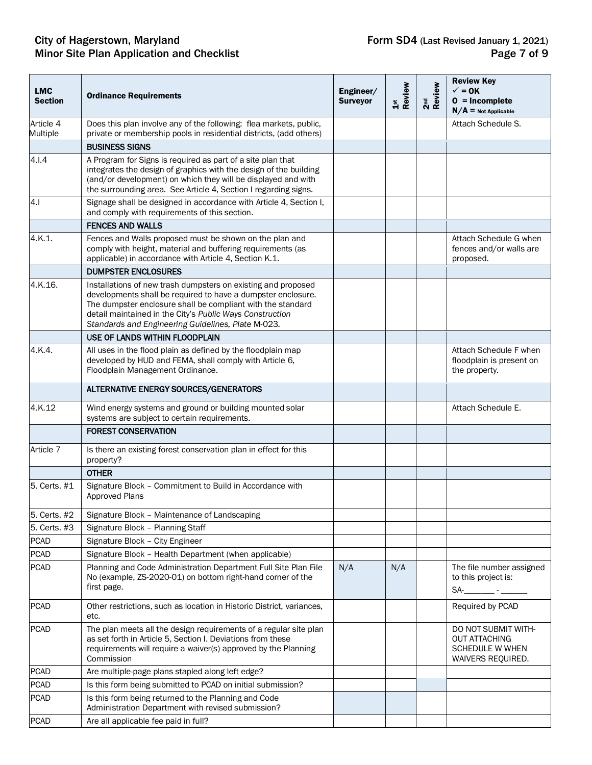| LMC Section | Ordinance Requirements | Engineer/ Surveyor | 1st Review | 2nd Review | Review Key ✓ = OK O = Incomplete N/A = Not Applicable |
|---|---|---|---|---|---|
| Article 4 Multiple | Does this plan involve any of the following: flea markets, public, private or membership pools in residential districts, (add others) | | | | Attach Schedule S. |
| | **BUSINESS SIGNS** | | | | |
| 4.I.4 | A Program for Signs is required as part of a site plan that integrates the design of graphics with the design of the building (and/or development) on which they will be displayed and with the surrounding area. See Article 4, Section I regarding signs. | | | | |
| 4.I | Signage shall be designed in accordance with Article 4, Section I, and comply with requirements of this section. | | | | |
| | **FENCES AND WALLS** | | | | |
| 4.K.1. | Fences and Walls proposed must be shown on the plan and comply with height, material and buffering requirements (as applicable) in accordance with Article 4, Section K.1. | | | | Attach Schedule G when fences and/or walls are proposed. |
| | **DUMPSTER ENCLOSURES** | | | | |
| 4.K.16. | Installations of new trash dumpsters on existing and proposed developments shall be required to have a dumpster enclosure. The dumpster enclosure shall be compliant with the standard detail maintained in the City's *Public Ways Construction Standards and Engineering Guidelines, Plate* M-023. | | | | |
| | **USE OF LANDS WITHIN FLOODPLAIN** | | | | |
| 4.K.4. | All uses in the flood plain as defined by the floodplain map developed by HUD and FEMA, shall comply with Article 6, Floodplain Management Ordinance. | | | | Attach Schedule F when floodplain is present on the property. |
| | **ALTERNATIVE ENERGY SOURCES/GENERATORS** | | | | |
| 4.K.12 | Wind energy systems and ground or building mounted solar systems are subject to certain requirements. | | | | Attach Schedule E. |
| | **FOREST CONSERVATION** | | | | |
| Article 7 | Is there an existing forest conservation plan in effect for this property? | | | | |
| | **OTHER** | | | | |
| 5. Certs. #1 | Signature Block – Commitment to Build in Accordance with Approved Plans | | | | |
| 5. Certs. #2 | Signature Block – Maintenance of Landscaping | | | | |
| 5. Certs. #3 | Signature Block – Planning Staff | | | | |
| PCAD | Signature Block – City Engineer | | | | |
| PCAD | Signature Block – Health Department (when applicable) | | | | |
| PCAD | Planning and Code Administration Department Full Site Plan File No (example, ZS-2020-01) on bottom right-hand corner of the first page. | N/A | N/A | | The file number assigned to this project is: SA-_______ - ______ |
| PCAD | Other restrictions, such as location in Historic District, variances, etc. | | | | Required by PCAD |
| PCAD | The plan meets all the design requirements of a regular site plan as set forth in Article 5, Section I. Deviations from these requirements will require a waiver(s) approved by the Planning Commission | | | | DO NOT SUBMIT WITH-OUT ATTACHING SCHEDULE W WHEN WAIVERS REQUIRED. |
| PCAD | Are multiple-page plans stapled along left edge? | | | | |
| PCAD | Is this form being submitted to PCAD on initial submission? | | | | |
| PCAD | Is this form being returned to the Planning and Code Administration Department with revised submission? | | | | |
| PCAD | Are all applicable fee paid in full? | | | | |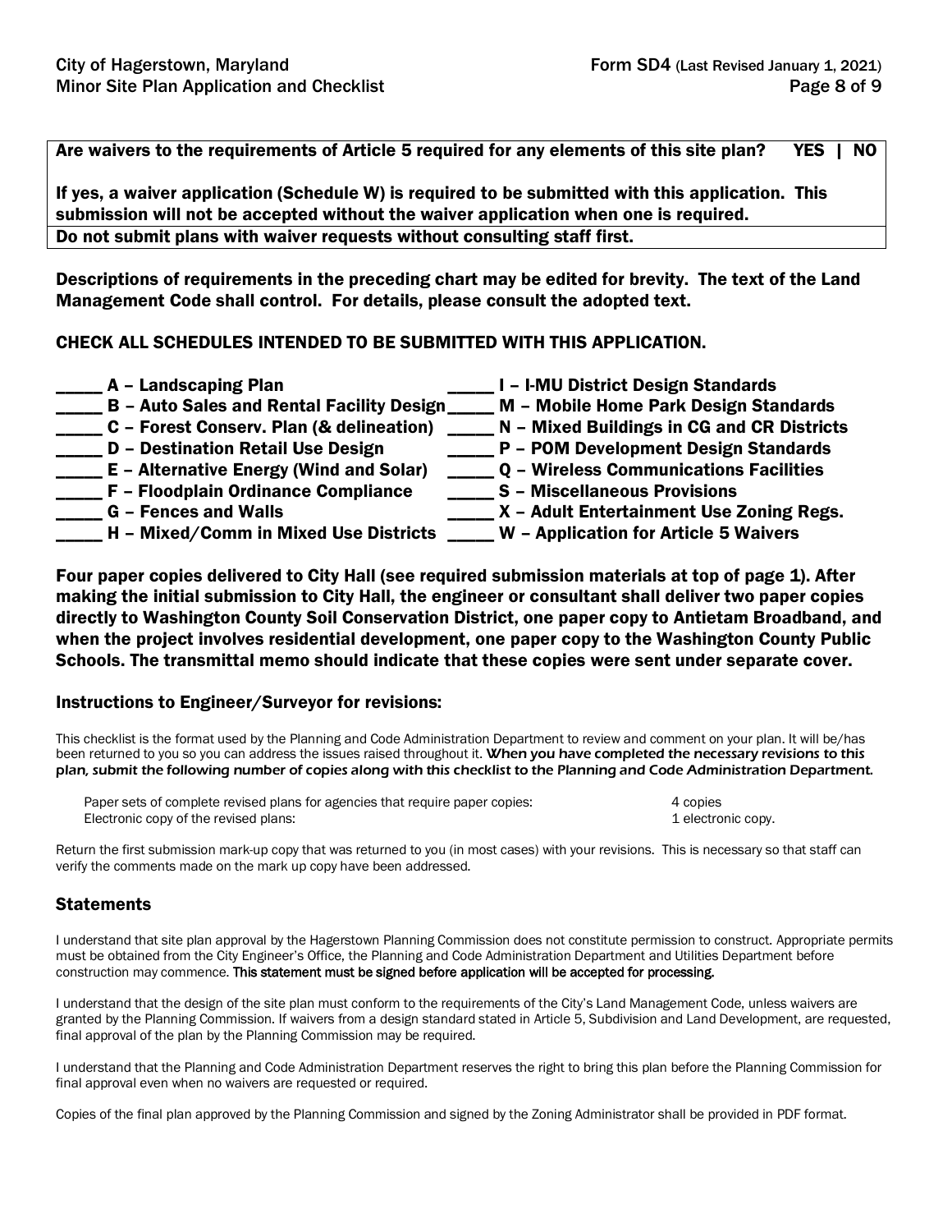**Are waivers to the requirements of Article 5 required for any elements of this site plan? YES | NO**

**If yes, a waiver application (Schedule W) is required to be submitted with this application. This submission will not be accepted without the waiver application when one is required.**

**Do not submit plans with waiver requests without consulting staff first.**

**Descriptions of requirements in the preceding chart may be edited for brevity. The text of the Land Management Code shall control. For details, please consult the adopted text.**

**CHECK ALL SCHEDULES INTENDED TO BE SUBMITTED WITH THIS APPLICATION.**

| | |
|---|---|
| **_____ A – Landscaping Plan** | **_____ I – I-MU District Design Standards** |
| **_____ B – Auto Sales and Rental Facility Design** | **_____ M – Mobile Home Park Design Standards** |
| **_____ C – Forest Conserv. Plan (& delineation)** | **_____ N – Mixed Buildings in CG and CR Districts** |
| **_____ D – Destination Retail Use Design** | **_____ P – POM Development Design Standards** |
| **_____ E – Alternative Energy (Wind and Solar)** | **_____ Q – Wireless Communications Facilities** |
| **_____ F – Floodplain Ordinance Compliance** | **_____ S – Miscellaneous Provisions** |
| **_____ G – Fences and Walls** | **_____ X – Adult Entertainment Use Zoning Regs.** |
| **_____ H – Mixed/Comm in Mixed Use Districts** | **_____ W – Application for Article 5 Waivers** |

**Four paper copies delivered to City Hall (see required submission materials at top of page 1). After making the initial submission to City Hall, the engineer or consultant shall deliver two paper copies directly to Washington County Soil Conservation District, one paper copy to Antietam Broadband, and when the project involves residential development, one paper copy to the Washington County Public Schools. The transmittal memo should indicate that these copies were sent under separate cover.**

### Instructions to Engineer/Surveyor for revisions:

This checklist is the format used by the Planning and Code Administration Department to review and comment on your plan. It will be/has been returned to you so you can address the issues raised throughout it. *When you have completed the necessary revisions to this plan, submit the following number of copies along with this checklist to the Planning and Code Administration Department.*

| | |
|---|---|
| Paper sets of complete revised plans for agencies that require paper copies: | 4 copies |
| Electronic copy of the revised plans: | 1 electronic copy. |

Return the first submission mark-up copy that was returned to you (in most cases) with your revisions. This is necessary so that staff can verify the comments made on the mark up copy have been addressed.

### Statements

I understand that site plan approval by the Hagerstown Planning Commission does not constitute permission to construct. Appropriate permits must be obtained from the City Engineer's Office, the Planning and Code Administration Department and Utilities Department before construction may commence. **This statement must be signed before application will be accepted for processing.**

I understand that the design of the site plan must conform to the requirements of the City's Land Management Code, unless waivers are granted by the Planning Commission. If waivers from a design standard stated in Article 5, Subdivision and Land Development, are requested, final approval of the plan by the Planning Commission may be required.

I understand that the Planning and Code Administration Department reserves the right to bring this plan before the Planning Commission for final approval even when no waivers are requested or required.

Copies of the final plan approved by the Planning Commission and signed by the Zoning Administrator shall be provided in PDF format.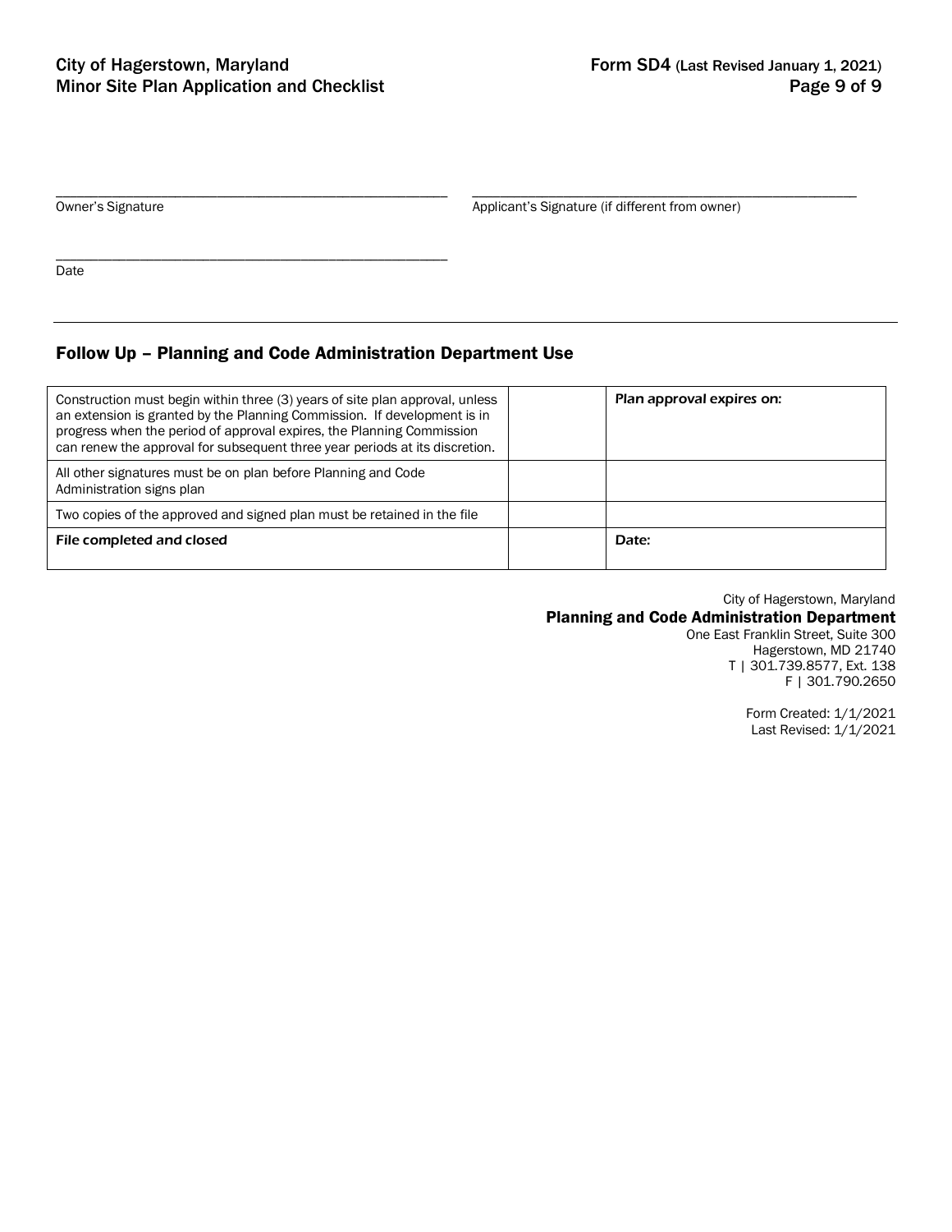\_\_\_\_\_\_\_\_\_\_\_\_\_\_\_\_\_\_\_\_\_\_\_\_\_\_\_\_\_\_\_\_\_\_\_\_\_\_\_\_\_\_\_\_\_\_\_\_\_\_
Owner's Signature

\_\_\_\_\_\_\_\_\_\_\_\_\_\_\_\_\_\_\_\_\_\_\_\_\_\_\_\_\_\_\_\_\_\_\_\_\_\_\_\_\_\_\_\_\_\_\_\_\_\_
Applicant's Signature (if different from owner)

\_\_\_\_\_\_\_\_\_\_\_\_\_\_\_\_\_\_\_\_\_\_\_\_\_\_\_\_\_\_\_\_\_\_\_\_\_\_\_\_\_\_\_\_\_\_\_\_\_\_
Date

---

## Follow Up – Planning and Code Administration Department Use

| | | |
|---|---|---|
| Construction must begin within three (3) years of site plan approval, unless an extension is granted by the Planning Commission. If development is in progress when the period of approval expires, the Planning Commission can renew the approval for subsequent three year periods at its discretion. | | Plan approval expires on: |
| All other signatures must be on plan before Planning and Code Administration signs plan | | |
| Two copies of the approved and signed plan must be retained in the file | | |
| File completed and closed | | Date: |

City of Hagerstown, Maryland
**Planning and Code Administration Department**
One East Franklin Street, Suite 300
Hagerstown, MD 21740
T | 301.739.8577, Ext. 138
F | 301.790.2650

Form Created: 1/1/2021
Last Revised: 1/1/2021